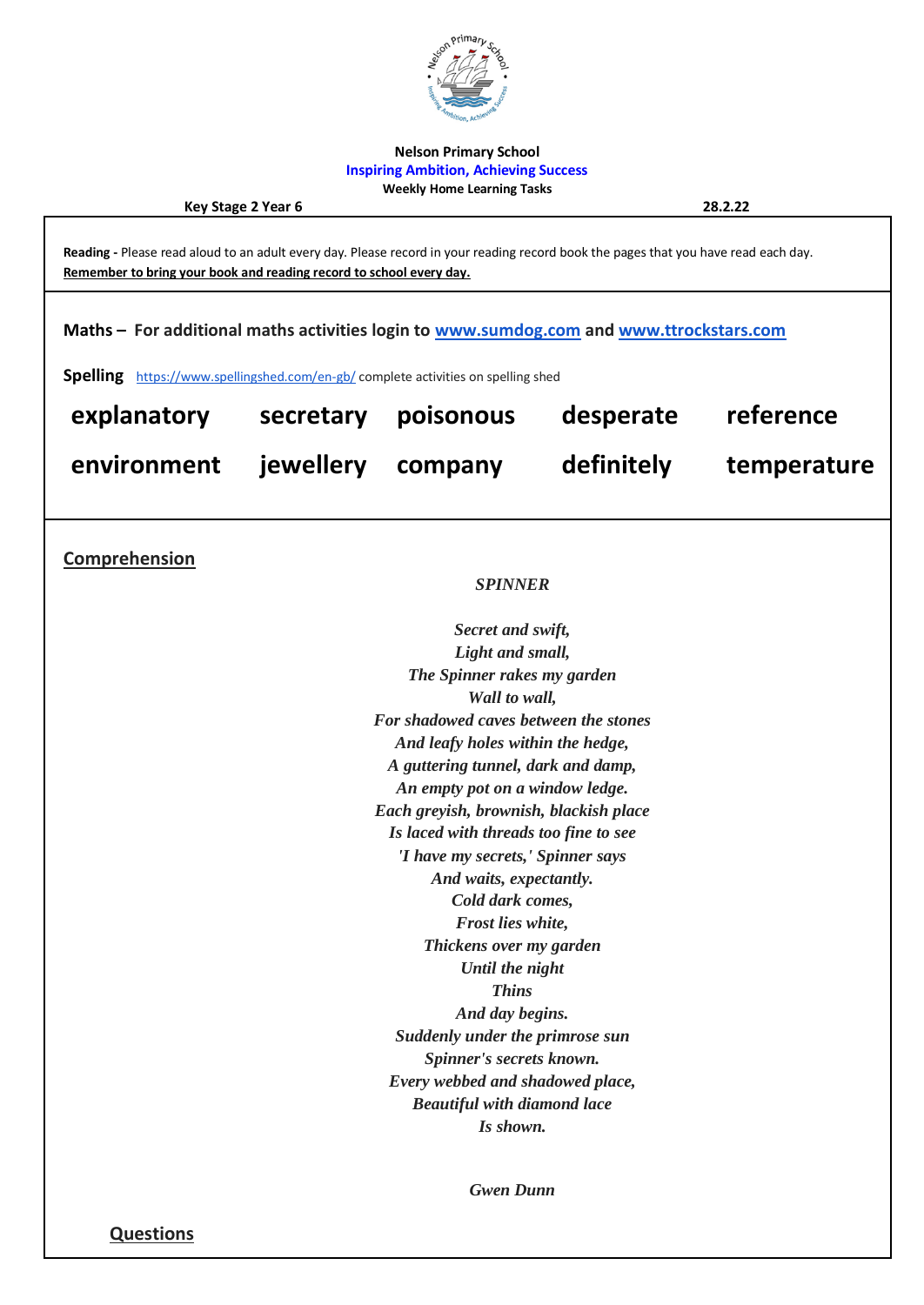**Nelson Primary School**

**Inspiring Ambition, Achieving Success**

**Weekly Home Learning Tasks**

**Key Stage 2 Year 6** **28.2.22**

**Reading -** Please read aloud to an adult every day. Please record in your reading record book the pages that you have read each day. **Remember to bring your book and reading record to school every day.**

**Maths – For additional maths activities login to [www.sumdog.com](http://www.sumdog.com) and [www.ttrockstars.com](http://www.ttrockstars.com)**

**Spelling** [https://www.spellingshed.com/en-gb/](https://www.spellingshed.com/en-gb/) complete activities on spelling shed

| | | | | |
|---|---|---|---|---|
| **explanatory** | **secretary** | **poisonous** | **desperate** | **reference** |
| **environment** | **jewellery** | **company** | **definitely** | **temperature** |

## Comprehension

***SPINNER***

*Secret and swift,*
*Light and small,*
*The Spinner rakes my garden*
*Wall to wall,*
*For shadowed caves between the stones*
*And leafy holes within the hedge,*
*A guttering tunnel, dark and damp,*
*An empty pot on a window ledge.*
*Each greyish, brownish, blackish place*
*Is laced with threads too fine to see*
*'I have my secrets,' Spinner says*
*And waits, expectantly.*
*Cold dark comes,*
*Frost lies white,*
*Thickens over my garden*
*Until the night*
*Thins*
*And day begins.*
*Suddenly under the primrose sun*
*Spinner's secrets known.*
*Every webbed and shadowed place,*
*Beautiful with diamond lace*
*Is shown.*

*Gwen Dunn*

## Questions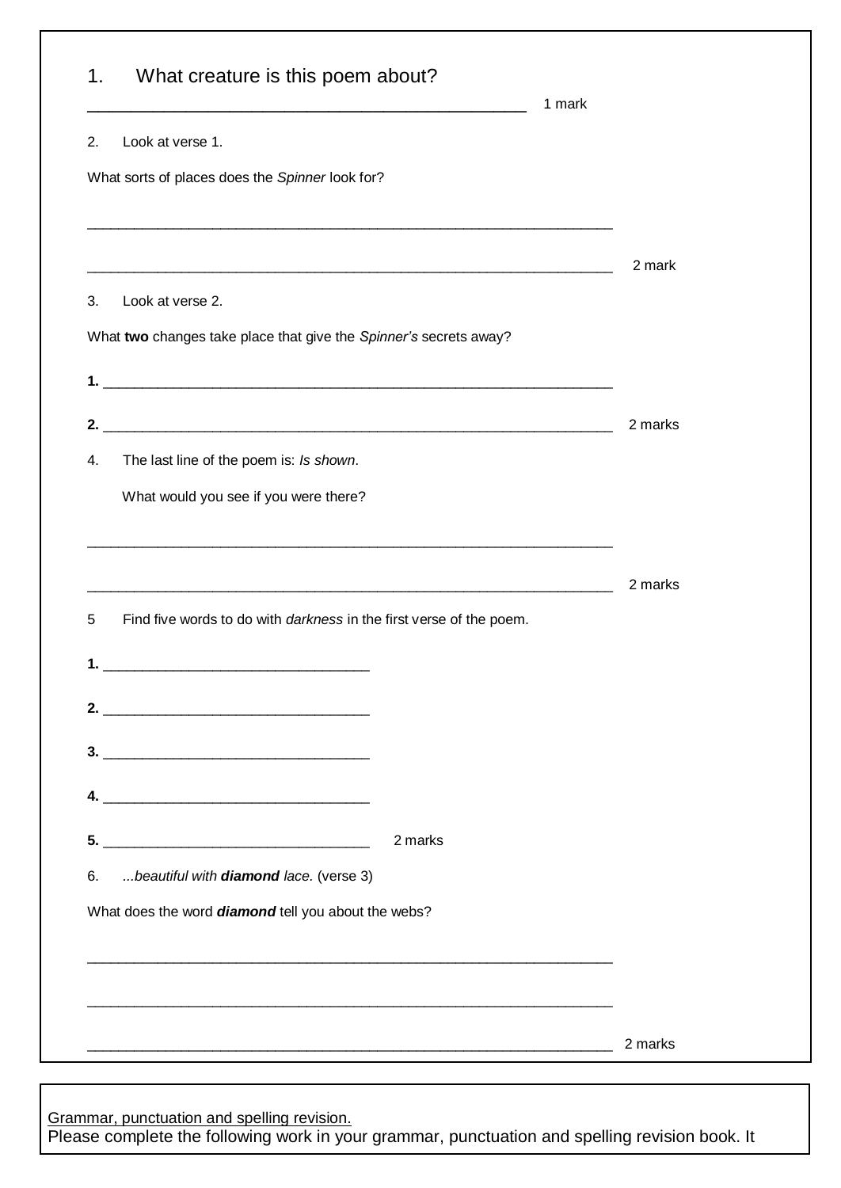1. What creature is this poem about?

\_\_\_\_\_\_\_\_\_\_\_\_\_\_\_\_\_\_\_\_\_\_\_\_\_\_\_\_\_\_\_\_\_\_\_\_\_\_\_\_\_\_\_\_\_\_ 1 mark

2. Look at verse 1.

What sorts of places does the *Spinner* look for?

\_\_\_\_\_\_\_\_\_\_\_\_\_\_\_\_\_\_\_\_\_\_\_\_\_\_\_\_\_\_\_\_\_\_\_\_\_\_\_\_\_\_\_\_\_\_\_\_\_\_\_\_\_\_\_\_\_\_\_\_\_\_\_\_

\_\_\_\_\_\_\_\_\_\_\_\_\_\_\_\_\_\_\_\_\_\_\_\_\_\_\_\_\_\_\_\_\_\_\_\_\_\_\_\_\_\_\_\_\_\_\_\_\_\_\_\_\_\_\_\_\_\_\_\_\_\_\_\_ 2 mark

3. Look at verse 2.

What **two** changes take place that give the *Spinner's* secrets away?

**1.** \_\_\_\_\_\_\_\_\_\_\_\_\_\_\_\_\_\_\_\_\_\_\_\_\_\_\_\_\_\_\_\_\_\_\_\_\_\_\_\_\_\_\_\_\_\_\_\_\_\_\_\_\_\_\_\_\_\_\_\_\_\_

**2.** \_\_\_\_\_\_\_\_\_\_\_\_\_\_\_\_\_\_\_\_\_\_\_\_\_\_\_\_\_\_\_\_\_\_\_\_\_\_\_\_\_\_\_\_\_\_\_\_\_\_\_\_\_\_\_\_\_\_\_\_\_\_ 2 marks

4. The last line of the poem is: *Is shown.*

   What would you see if you were there?

\_\_\_\_\_\_\_\_\_\_\_\_\_\_\_\_\_\_\_\_\_\_\_\_\_\_\_\_\_\_\_\_\_\_\_\_\_\_\_\_\_\_\_\_\_\_\_\_\_\_\_\_\_\_\_\_\_\_\_\_\_\_\_\_

\_\_\_\_\_\_\_\_\_\_\_\_\_\_\_\_\_\_\_\_\_\_\_\_\_\_\_\_\_\_\_\_\_\_\_\_\_\_\_\_\_\_\_\_\_\_\_\_\_\_\_\_\_\_\_\_\_\_\_\_\_\_\_\_ 2 marks

5 Find five words to do with *darkness* in the first verse of the poem.

**1.** \_\_\_\_\_\_\_\_\_\_\_\_\_\_\_\_\_\_\_\_\_\_\_\_\_\_\_\_\_\_\_\_

**2.** \_\_\_\_\_\_\_\_\_\_\_\_\_\_\_\_\_\_\_\_\_\_\_\_\_\_\_\_\_\_\_\_

**3.** \_\_\_\_\_\_\_\_\_\_\_\_\_\_\_\_\_\_\_\_\_\_\_\_\_\_\_\_\_\_\_\_

**4.** \_\_\_\_\_\_\_\_\_\_\_\_\_\_\_\_\_\_\_\_\_\_\_\_\_\_\_\_\_\_\_\_

**5.** \_\_\_\_\_\_\_\_\_\_\_\_\_\_\_\_\_\_\_\_\_\_\_\_\_\_\_\_\_\_\_\_ 2 marks

6. *...beautiful with **diamond** lace.* (verse 3)

What does the word ***diamond*** tell you about the webs?

\_\_\_\_\_\_\_\_\_\_\_\_\_\_\_\_\_\_\_\_\_\_\_\_\_\_\_\_\_\_\_\_\_\_\_\_\_\_\_\_\_\_\_\_\_\_\_\_\_\_\_\_\_\_\_\_\_\_\_\_\_\_\_\_

\_\_\_\_\_\_\_\_\_\_\_\_\_\_\_\_\_\_\_\_\_\_\_\_\_\_\_\_\_\_\_\_\_\_\_\_\_\_\_\_\_\_\_\_\_\_\_\_\_\_\_\_\_\_\_\_\_\_\_\_\_\_\_\_

\_\_\_\_\_\_\_\_\_\_\_\_\_\_\_\_\_\_\_\_\_\_\_\_\_\_\_\_\_\_\_\_\_\_\_\_\_\_\_\_\_\_\_\_\_\_\_\_\_\_\_\_\_\_\_\_\_\_\_\_\_\_\_\_ 2 marks

<u>Grammar, punctuation and spelling revision.</u>

Please complete the following work in your grammar, punctuation and spelling revision book. It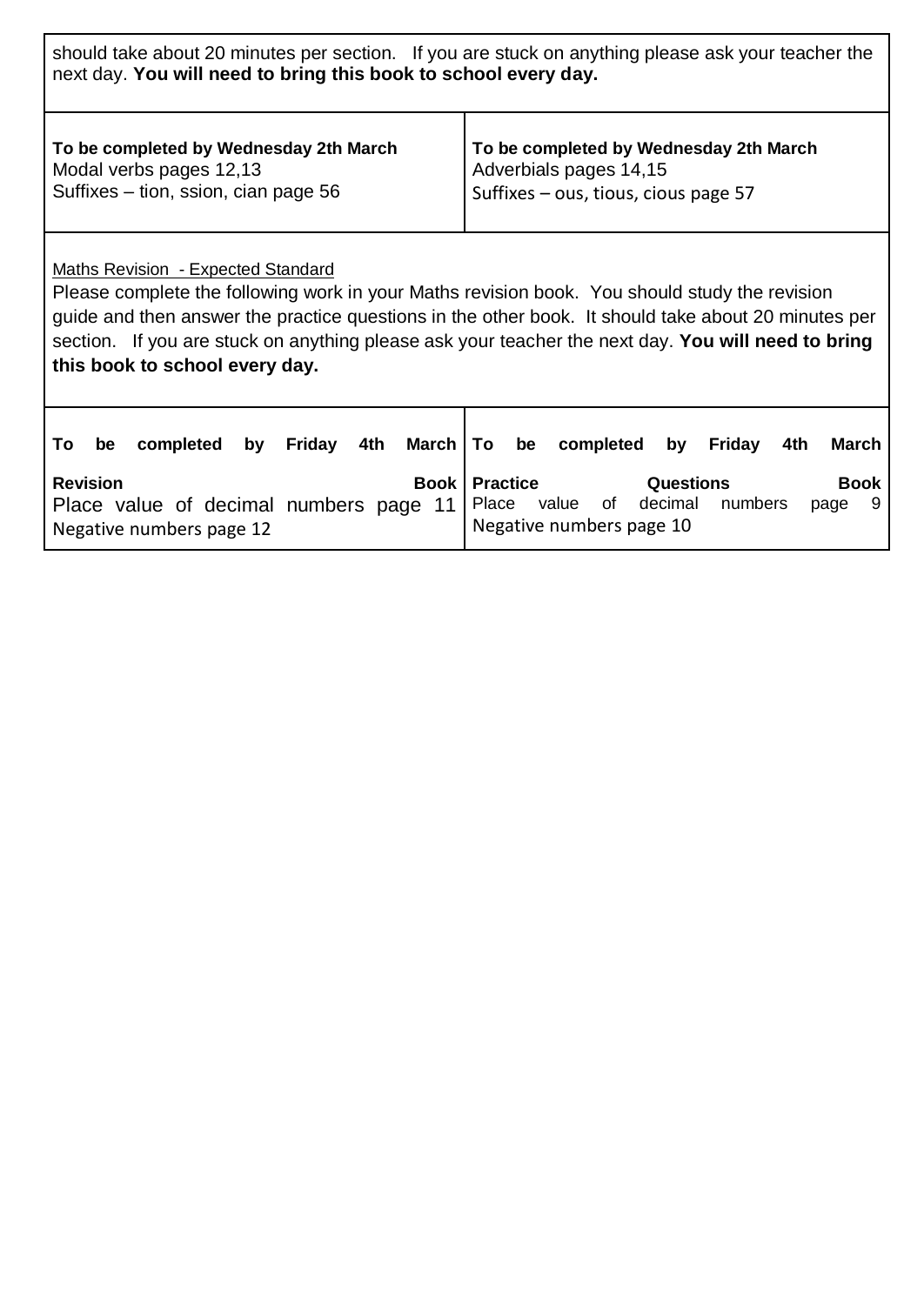should take about 20 minutes per section. If you are stuck on anything please ask your teacher the next day. **You will need to bring this book to school every day.**

| | |
|---|---|
| **To be completed by Wednesday 2th March**<br>Modal verbs pages 12,13<br>Suffixes – tion, ssion, cian page 56 | **To be completed by Wednesday 2th March**<br>Adverbials pages 14,15<br>Suffixes – ous, tious, cious page 57 |

Maths Revision - Expected Standard

Please complete the following work in your Maths revision book. You should study the revision guide and then answer the practice questions in the other book. It should take about 20 minutes per section. If you are stuck on anything please ask your teacher the next day. **You will need to bring this book to school every day.**

| | |
|---|---|
| **To be completed by Friday 4th March**<br>**Revision Book**<br>Place value of decimal numbers page 11<br>Negative numbers page 12 | **To be completed by Friday 4th March**<br>**Practice Questions Book**<br>Place value of decimal numbers page 9<br>Negative numbers page 10 |